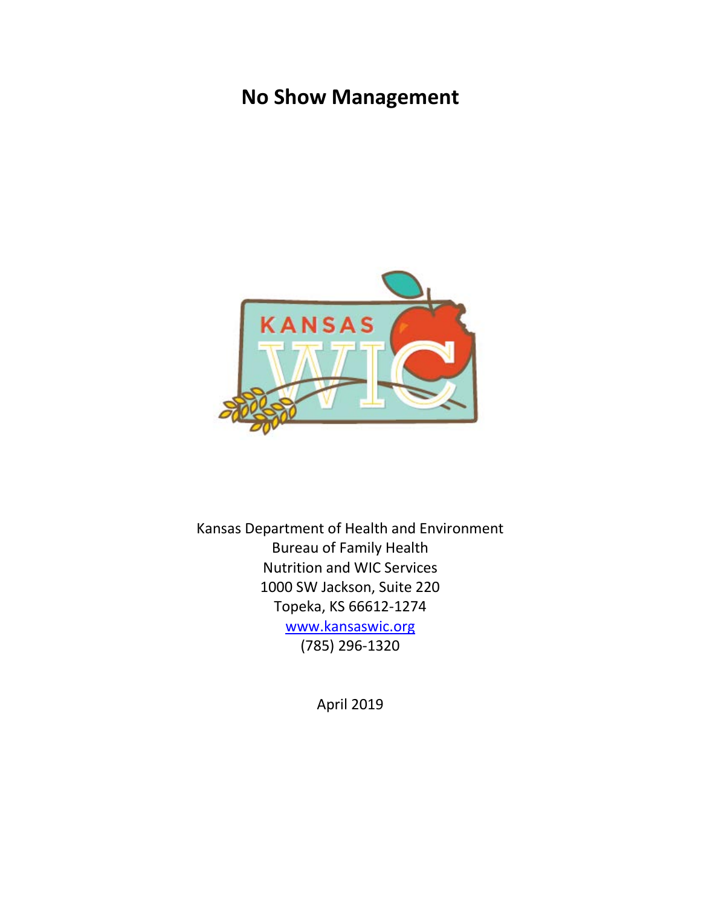# No Show Management

Kansas Department of Health and Environment
Bureau of Family Health
Nutrition and WIC Services
1000 SW Jackson, Suite 220
Topeka, KS 66612-1274
www.kansaswic.org
(785) 296-1320

April 2019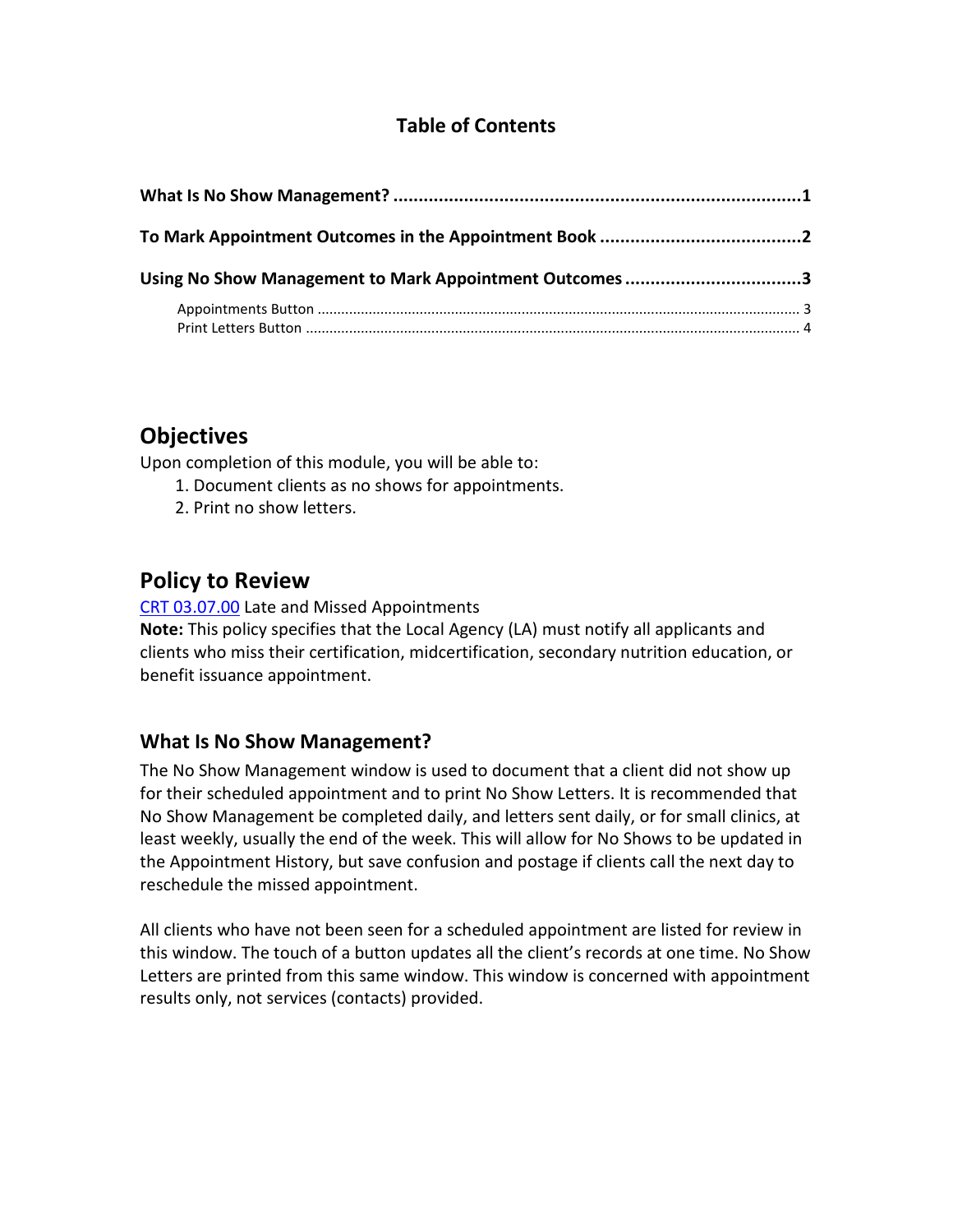## Table of Contents

**What Is No Show Management? ....................................................................... 1**

**To Mark Appointment Outcomes in the Appointment Book ......................................... 2**

**Using No Show Management to Mark Appointment Outcomes ...................................... 3**

Appointments Button ......................................................................................................... 3
Print Letters Button ........................................................................................................... 4

# Objectives

Upon completion of this module, you will be able to:

1. Document clients as no shows for appointments.
2. Print no show letters.

# Policy to Review

CRT 03.07.00 Late and Missed Appointments

**Note:** This policy specifies that the Local Agency (LA) must notify all applicants and clients who miss their certification, midcertification, secondary nutrition education, or benefit issuance appointment.

## What Is No Show Management?

The No Show Management window is used to document that a client did not show up for their scheduled appointment and to print No Show Letters. It is recommended that No Show Management be completed daily, and letters sent daily, or for small clinics, at least weekly, usually the end of the week. This will allow for No Shows to be updated in the Appointment History, but save confusion and postage if clients call the next day to reschedule the missed appointment.

All clients who have not been seen for a scheduled appointment are listed for review in this window. The touch of a button updates all the client's records at one time. No Show Letters are printed from this same window. This window is concerned with appointment results only, not services (contacts) provided.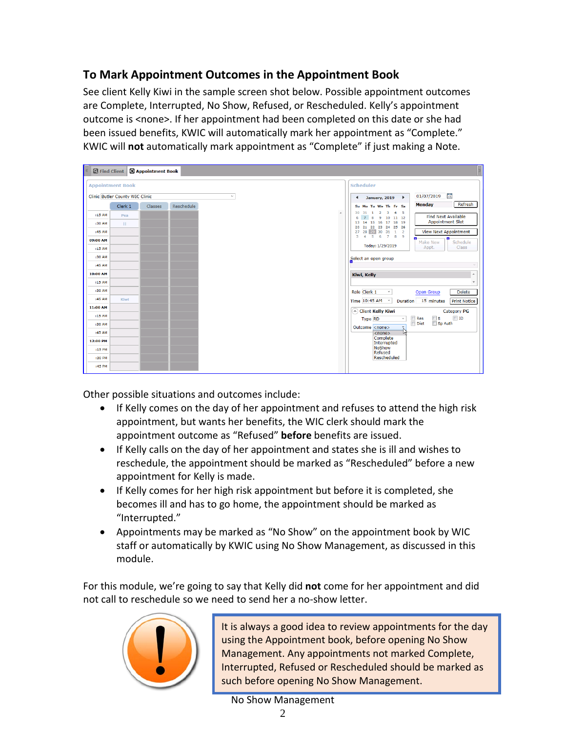## To Mark Appointment Outcomes in the Appointment Book

See client Kelly Kiwi in the sample screen shot below. Possible appointment outcomes are Complete, Interrupted, No Show, Refused, or Rescheduled. Kelly's appointment outcome is <none>. If her appointment had been completed on this date or she had been issued benefits, KWIC will automatically mark her appointment as "Complete." KWIC will **not** automatically mark appointment as "Complete" if just making a Note.

Other possible situations and outcomes include:

- If Kelly comes on the day of her appointment and refuses to attend the high risk appointment, but wants her benefits, the WIC clerk should mark the appointment outcome as "Refused" **before** benefits are issued.
- If Kelly calls on the day of her appointment and states she is ill and wishes to reschedule, the appointment should be marked as "Rescheduled" before a new appointment for Kelly is made.
- If Kelly comes for her high risk appointment but before it is completed, she becomes ill and has to go home, the appointment should be marked as "Interrupted."
- Appointments may be marked as "No Show" on the appointment book by WIC staff or automatically by KWIC using No Show Management, as discussed in this module.

For this module, we're going to say that Kelly did **not** come for her appointment and did not call to reschedule so we need to send her a no-show letter.

It is always a good idea to review appointments for the day using the Appointment book, before opening No Show Management. Any appointments not marked Complete, Interrupted, Refused or Rescheduled should be marked as such before opening No Show Management.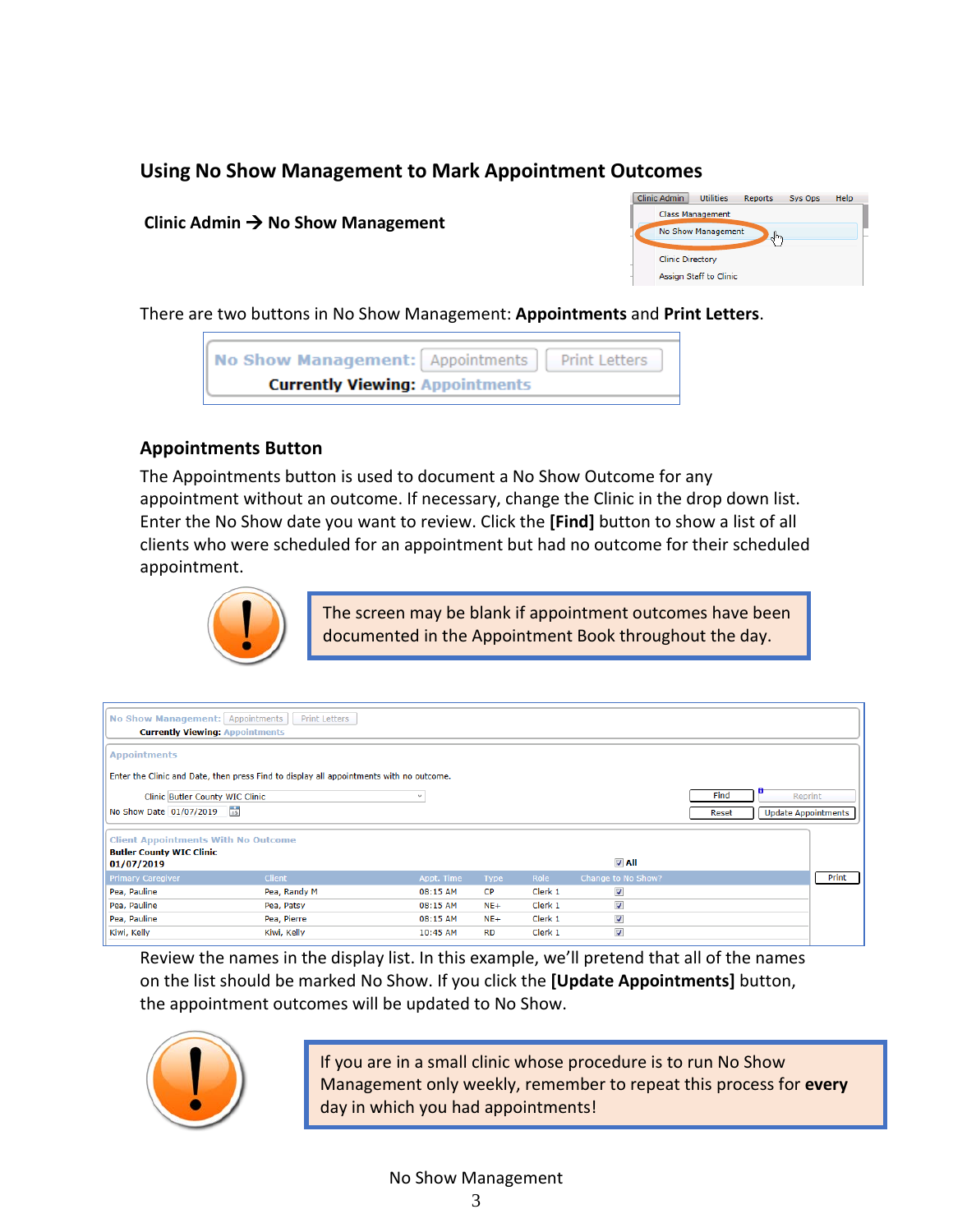## Using No Show Management to Mark Appointment Outcomes

**Clinic Admin → No Show Management**

There are two buttons in No Show Management: **Appointments** and **Print Letters**.

### Appointments Button

The Appointments button is used to document a No Show Outcome for any appointment without an outcome. If necessary, change the Clinic in the drop down list. Enter the No Show date you want to review. Click the **[Find]** button to show a list of all clients who were scheduled for an appointment but had no outcome for their scheduled appointment.

> The screen may be blank if appointment outcomes have been documented in the Appointment Book throughout the day.

Review the names in the display list. In this example, we'll pretend that all of the names on the list should be marked No Show. If you click the **[Update Appointments]** button, the appointment outcomes will be updated to No Show.

> If you are in a small clinic whose procedure is to run No Show Management only weekly, remember to repeat this process for **every** day in which you had appointments!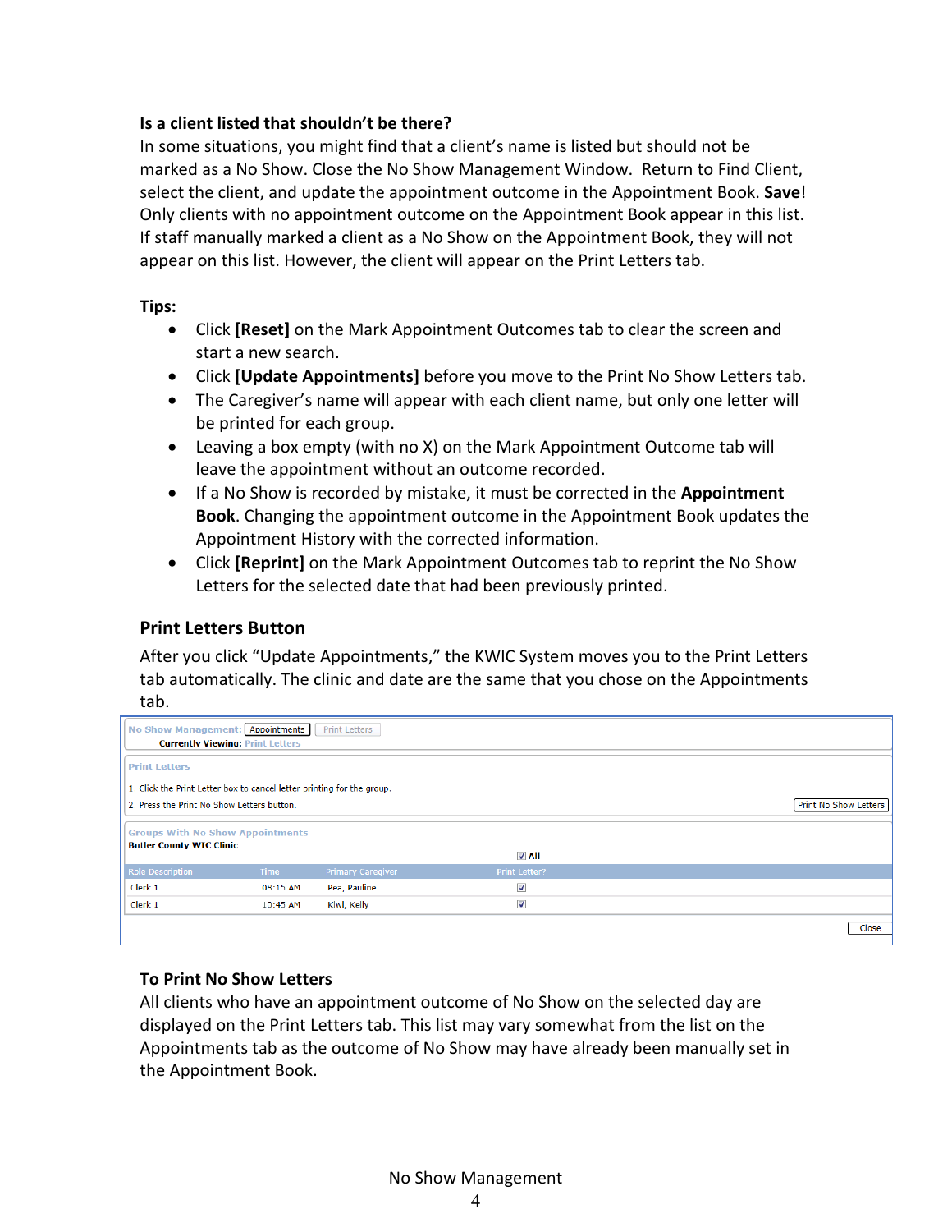**Is a client listed that shouldn't be there?**

In some situations, you might find that a client's name is listed but should not be marked as a No Show. Close the No Show Management Window. Return to Find Client, select the client, and update the appointment outcome in the Appointment Book. **Save**! Only clients with no appointment outcome on the Appointment Book appear in this list. If staff manually marked a client as a No Show on the Appointment Book, they will not appear on this list. However, the client will appear on the Print Letters tab.

**Tips:**

- Click **[Reset]** on the Mark Appointment Outcomes tab to clear the screen and start a new search.
- Click **[Update Appointments]** before you move to the Print No Show Letters tab.
- The Caregiver's name will appear with each client name, but only one letter will be printed for each group.
- Leaving a box empty (with no X) on the Mark Appointment Outcome tab will leave the appointment without an outcome recorded.
- If a No Show is recorded by mistake, it must be corrected in the **Appointment Book**. Changing the appointment outcome in the Appointment Book updates the Appointment History with the corrected information.
- Click **[Reprint]** on the Mark Appointment Outcomes tab to reprint the No Show Letters for the selected date that had been previously printed.

## Print Letters Button

After you click "Update Appointments," the KWIC System moves you to the Print Letters tab automatically. The clinic and date are the same that you chose on the Appointments tab.

No Show Management: [Appointments] [Print Letters]
Currently Viewing: Print Letters

Print Letters

1. Click the Print Letter box to cancel letter printing for the group.
2. Press the Print No Show Letters button.

[Print No Show Letters]

Groups With No Show Appointments
Butler County WIC Clinic

☑ All

| Role Description | Time | Primary Caregiver | Print Letter? |
|---|---|---|---|
| Clerk 1 | 08:15 AM | Pea, Pauline | ☑ |
| Clerk 1 | 10:45 AM | Kiwi, Kelly | ☑ |

[Close]

## To Print No Show Letters

All clients who have an appointment outcome of No Show on the selected day are displayed on the Print Letters tab. This list may vary somewhat from the list on the Appointments tab as the outcome of No Show may have already been manually set in the Appointment Book.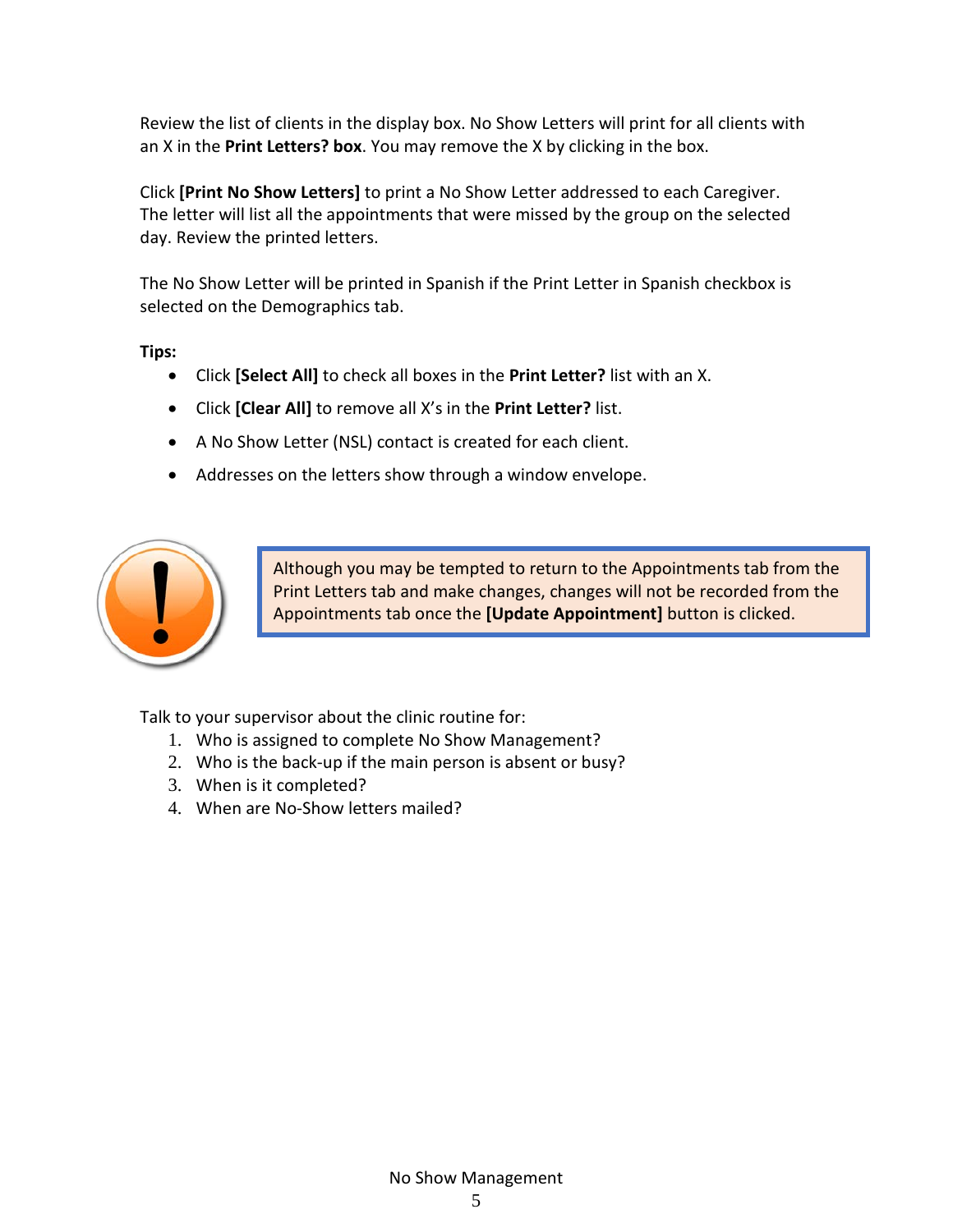Review the list of clients in the display box. No Show Letters will print for all clients with an X in the **Print Letters? box**. You may remove the X by clicking in the box.

Click **[Print No Show Letters]** to print a No Show Letter addressed to each Caregiver. The letter will list all the appointments that were missed by the group on the selected day. Review the printed letters.

The No Show Letter will be printed in Spanish if the Print Letter in Spanish checkbox is selected on the Demographics tab.

**Tips:**

- Click **[Select All]** to check all boxes in the **Print Letter?** list with an X.
- Click **[Clear All]** to remove all X's in the **Print Letter?** list.
- A No Show Letter (NSL) contact is created for each client.
- Addresses on the letters show through a window envelope.

Although you may be tempted to return to the Appointments tab from the Print Letters tab and make changes, changes will not be recorded from the Appointments tab once the **[Update Appointment]** button is clicked.

Talk to your supervisor about the clinic routine for:

1. Who is assigned to complete No Show Management?
2. Who is the back-up if the main person is absent or busy?
3. When is it completed?
4. When are No-Show letters mailed?